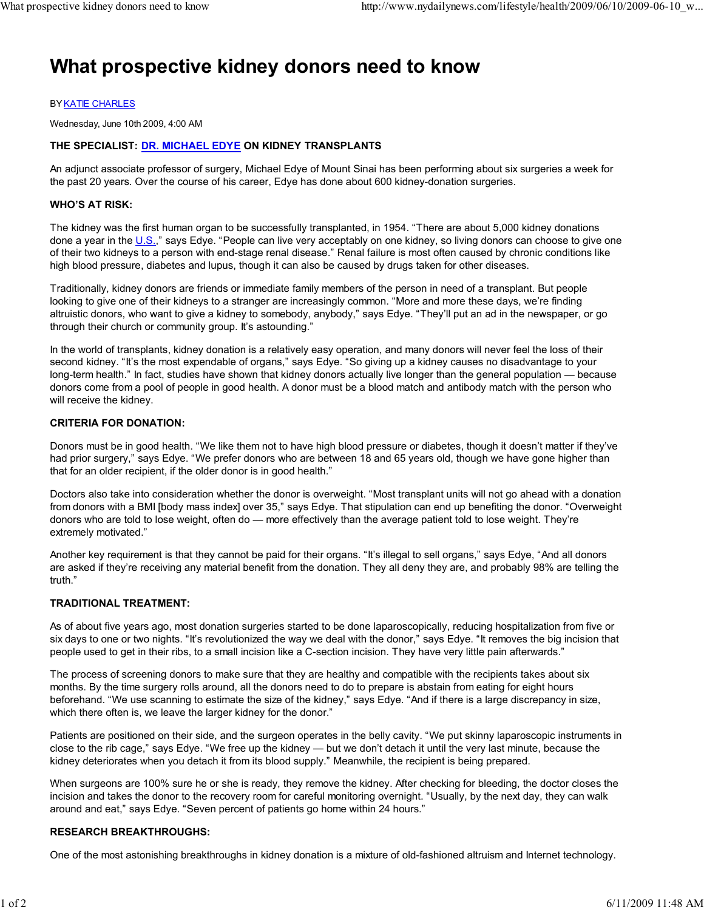# What prospective kidney donors need to know

BY KATIE CHARLES

Wednesday, June 10th 2009, 4:00 AM

**THE SPECIALIST: DR. MICHAEL EDYE ON KIDNEY TRANSPLANTS**

An adjunct associate professor of surgery, Michael Edye of Mount Sinai has been performing about six surgeries a week for the past 20 years. Over the course of his career, Edye has done about 600 kidney-donation surgeries.

**WHO'S AT RISK:**

The kidney was the first human organ to be successfully transplanted, in 1954. "There are about 5,000 kidney donations done a year in the U.S.," says Edye. "People can live very acceptably on one kidney, so living donors can choose to give one of their two kidneys to a person with end-stage renal disease." Renal failure is most often caused by chronic conditions like high blood pressure, diabetes and lupus, though it can also be caused by drugs taken for other diseases.

Traditionally, kidney donors are friends or immediate family members of the person in need of a transplant. But people looking to give one of their kidneys to a stranger are increasingly common. "More and more these days, we're finding altruistic donors, who want to give a kidney to somebody, anybody," says Edye. "They'll put an ad in the newspaper, or go through their church or community group. It's astounding."

In the world of transplants, kidney donation is a relatively easy operation, and many donors will never feel the loss of their second kidney. "It's the most expendable of organs," says Edye. "So giving up a kidney causes no disadvantage to your long-term health." In fact, studies have shown that kidney donors actually live longer than the general population — because donors come from a pool of people in good health. A donor must be a blood match and antibody match with the person who will receive the kidney.

**CRITERIA FOR DONATION:**

Donors must be in good health. "We like them not to have high blood pressure or diabetes, though it doesn't matter if they've had prior surgery," says Edye. "We prefer donors who are between 18 and 65 years old, though we have gone higher than that for an older recipient, if the older donor is in good health."

Doctors also take into consideration whether the donor is overweight. "Most transplant units will not go ahead with a donation from donors with a BMI [body mass index] over 35," says Edye. That stipulation can end up benefiting the donor. "Overweight donors who are told to lose weight, often do — more effectively than the average patient told to lose weight. They're extremely motivated."

Another key requirement is that they cannot be paid for their organs. "It's illegal to sell organs," says Edye, "And all donors are asked if they're receiving any material benefit from the donation. They all deny they are, and probably 98% are telling the truth."

**TRADITIONAL TREATMENT:**

As of about five years ago, most donation surgeries started to be done laparoscopically, reducing hospitalization from five or six days to one or two nights. "It's revolutionized the way we deal with the donor," says Edye. "It removes the big incision that people used to get in their ribs, to a small incision like a C-section incision. They have very little pain afterwards."

The process of screening donors to make sure that they are healthy and compatible with the recipients takes about six months. By the time surgery rolls around, all the donors need to do to prepare is abstain from eating for eight hours beforehand. "We use scanning to estimate the size of the kidney," says Edye. "And if there is a large discrepancy in size, which there often is, we leave the larger kidney for the donor."

Patients are positioned on their side, and the surgeon operates in the belly cavity. "We put skinny laparoscopic instruments in close to the rib cage," says Edye. "We free up the kidney — but we don't detach it until the very last minute, because the kidney deteriorates when you detach it from its blood supply." Meanwhile, the recipient is being prepared.

When surgeons are 100% sure he or she is ready, they remove the kidney. After checking for bleeding, the doctor closes the incision and takes the donor to the recovery room for careful monitoring overnight. "Usually, by the next day, they can walk around and eat," says Edye. "Seven percent of patients go home within 24 hours."

**RESEARCH BREAKTHROUGHS:**

One of the most astonishing breakthroughs in kidney donation is a mixture of old-fashioned altruism and Internet technology.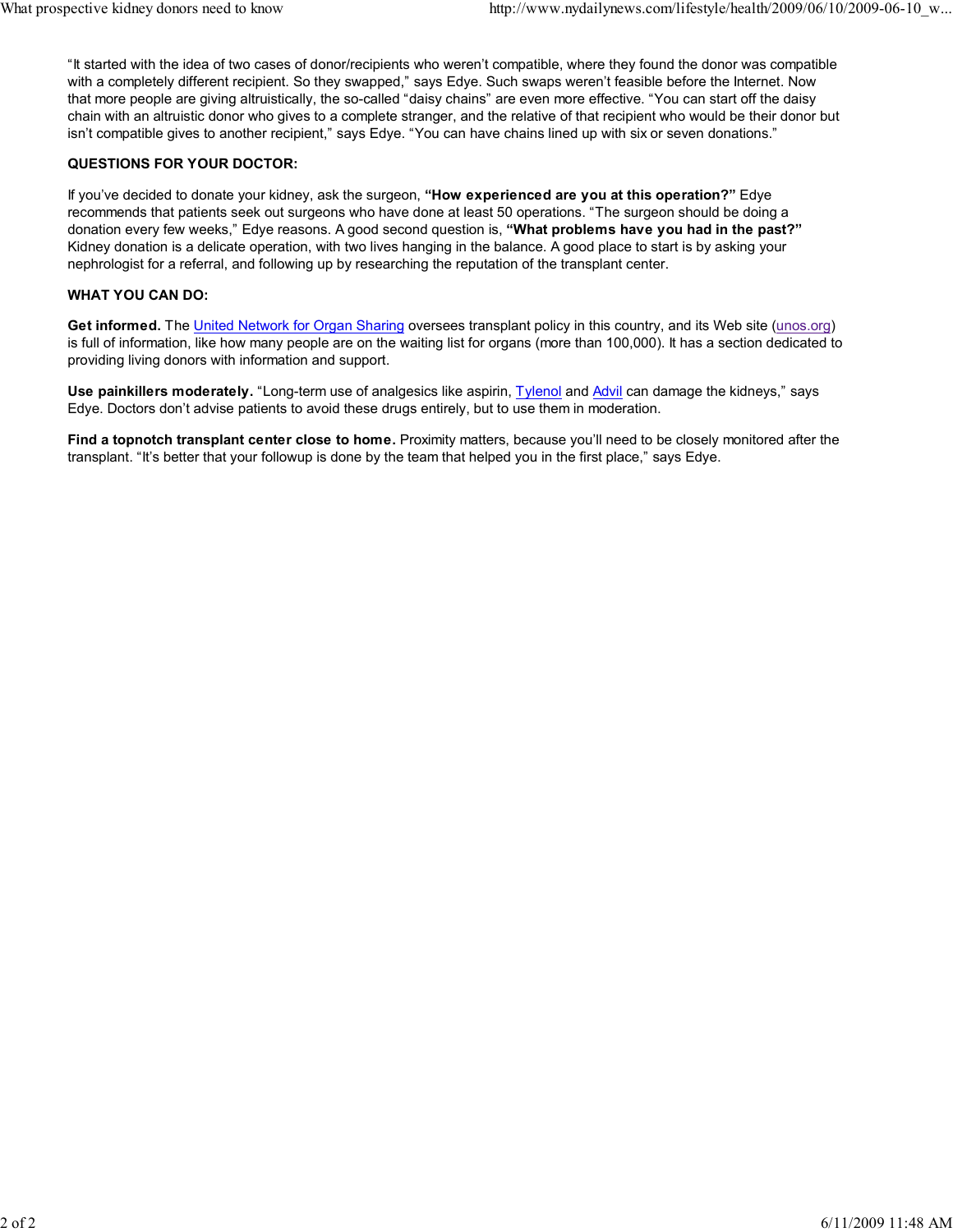"It started with the idea of two cases of donor/recipients who weren't compatible, where they found the donor was compatible with a completely different recipient. So they swapped," says Edye. Such swaps weren't feasible before the Internet. Now that more people are giving altruistically, the so-called "daisy chains" are even more effective. "You can start off the daisy chain with an altruistic donor who gives to a complete stranger, and the relative of that recipient who would be their donor but isn't compatible gives to another recipient," says Edye. "You can have chains lined up with six or seven donations."

**QUESTIONS FOR YOUR DOCTOR:**

If you've decided to donate your kidney, ask the surgeon, **"How experienced are you at this operation?"** Edye recommends that patients seek out surgeons who have done at least 50 operations. "The surgeon should be doing a donation every few weeks," Edye reasons. A good second question is, **"What problems have you had in the past?"** Kidney donation is a delicate operation, with two lives hanging in the balance. A good place to start is by asking your nephrologist for a referral, and following up by researching the reputation of the transplant center.

**WHAT YOU CAN DO:**

**Get informed.** The United Network for Organ Sharing oversees transplant policy in this country, and its Web site (unos.org) is full of information, like how many people are on the waiting list for organs (more than 100,000). It has a section dedicated to providing living donors with information and support.

**Use painkillers moderately.** "Long-term use of analgesics like aspirin, Tylenol and Advil can damage the kidneys," says Edye. Doctors don't advise patients to avoid these drugs entirely, but to use them in moderation.

**Find a topnotch transplant center close to home.** Proximity matters, because you'll need to be closely monitored after the transplant. "It's better that your followup is done by the team that helped you in the first place," says Edye.